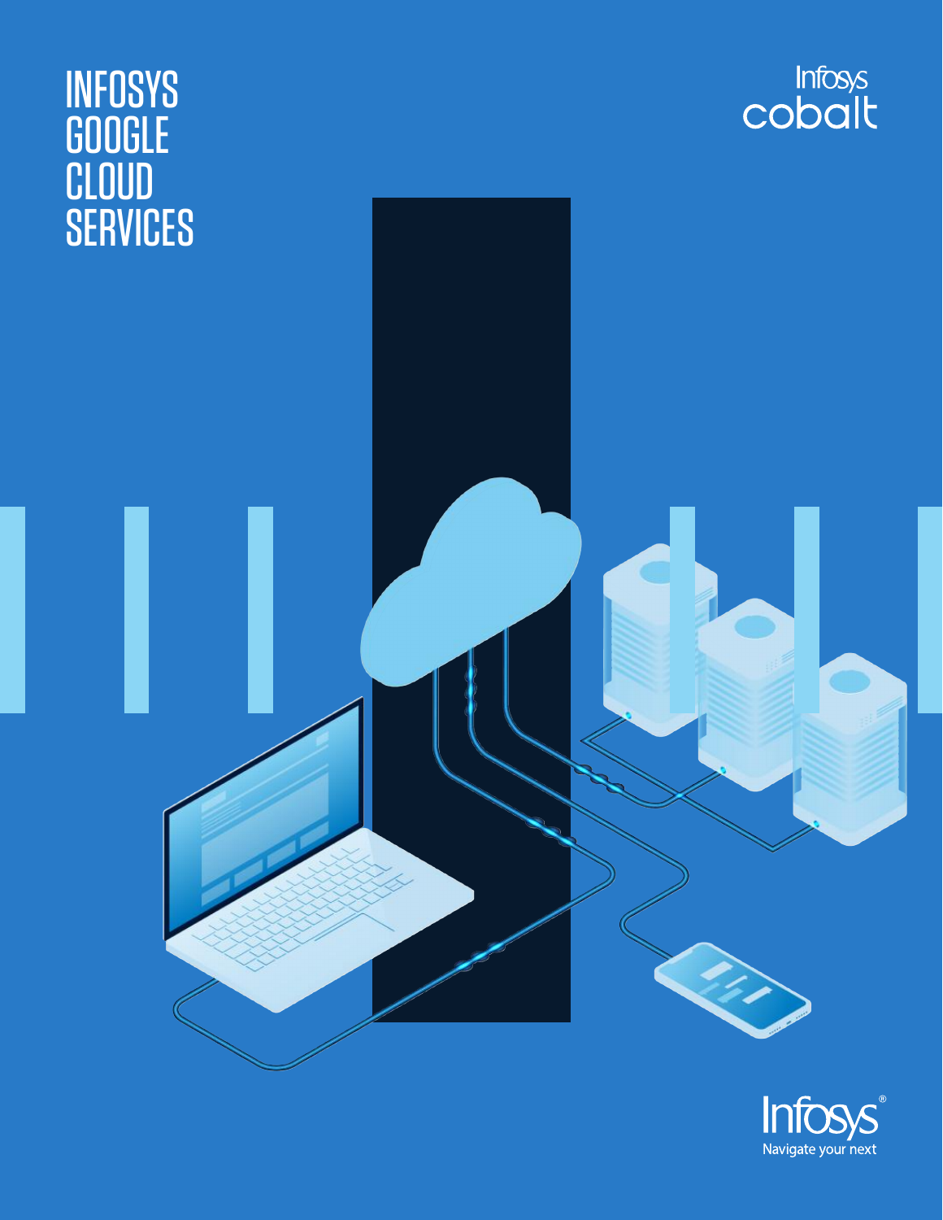# INFOSYS GOOGLE CLOUD SERVICES

Infosys cobalt

Infosys®
Navigate your next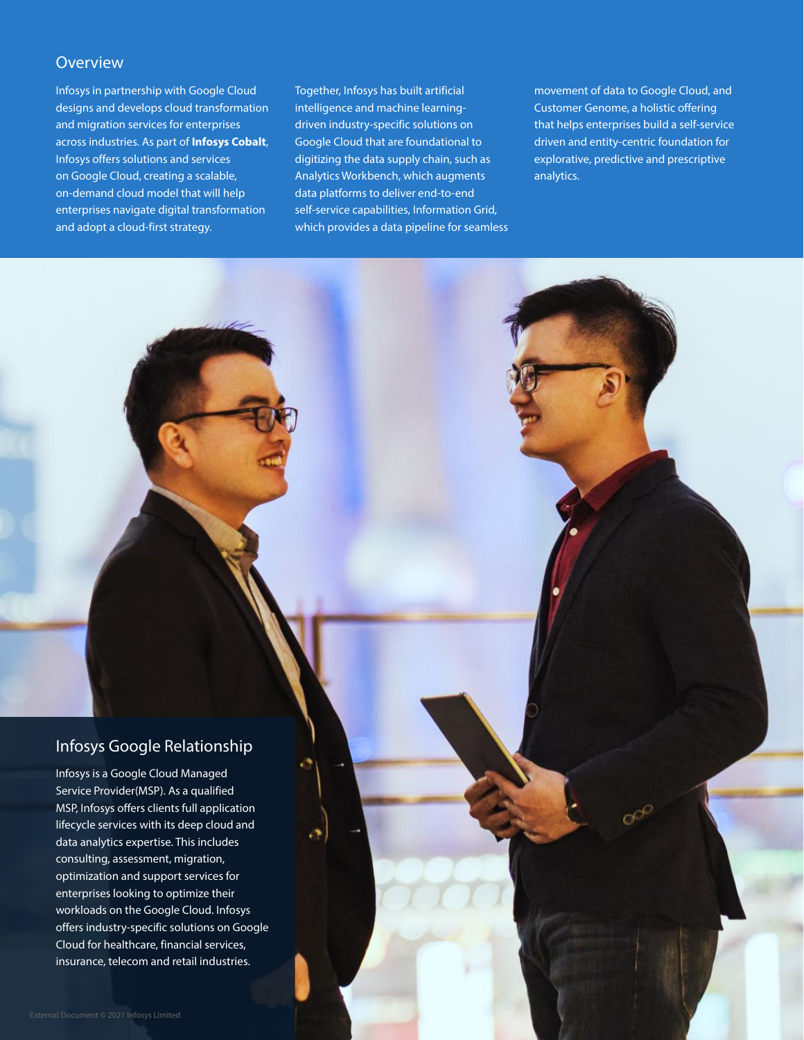## Overview

Infosys in partnership with Google Cloud designs and develops cloud transformation and migration services for enterprises across industries. As part of **Infosys Cobalt**, Infosys offers solutions and services on Google Cloud, creating a scalable, on-demand cloud model that will help enterprises navigate digital transformation and adopt a cloud-first strategy.

Together, Infosys has built artificial intelligence and machine learning-driven industry-specific solutions on Google Cloud that are foundational to digitizing the data supply chain, such as Analytics Workbench, which augments data platforms to deliver end-to-end self-service capabilities, Information Grid, which provides a data pipeline for seamless movement of data to Google Cloud, and Customer Genome, a holistic offering that helps enterprises build a self-service driven and entity-centric foundation for explorative, predictive and prescriptive analytics.

## Infosys Google Relationship

Infosys is a Google Cloud Managed Service Provider(MSP). As a qualified MSP, Infosys offers clients full application lifecycle services with its deep cloud and data analytics expertise. This includes consulting, assessment, migration, optimization and support services for enterprises looking to optimize their workloads on the Google Cloud. Infosys offers industry-specific solutions on Google Cloud for healthcare, financial services, insurance, telecom and retail industries.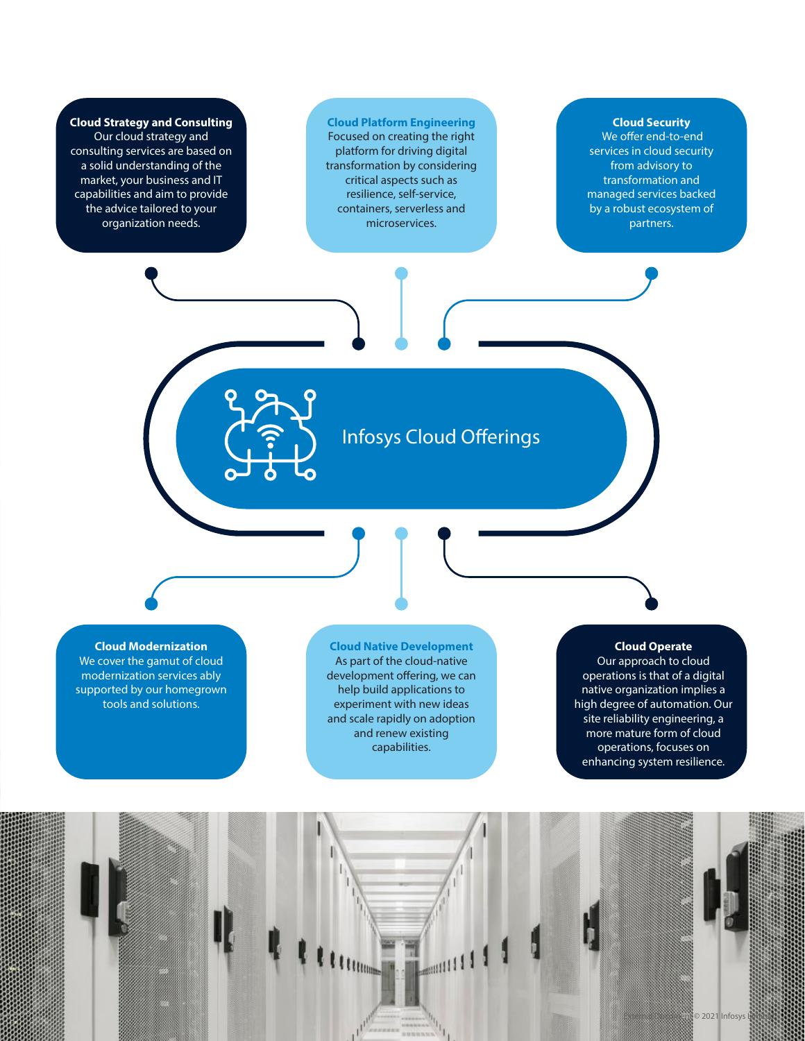# Infosys Cloud Offerings

**Cloud Strategy and Consulting**
Our cloud strategy and consulting services are based on a solid understanding of the market, your business and IT capabilities and aim to provide the advice tailored to your organization needs.

**Cloud Platform Engineering**
Focused on creating the right platform for driving digital transformation by considering critical aspects such as resilience, self-service, containers, serverless and microservices.

**Cloud Security**
We offer end-to-end services in cloud security from advisory to transformation and managed services backed by a robust ecosystem of partners.

**Cloud Modernization**
We cover the gamut of cloud modernization services ably supported by our homegrown tools and solutions.

**Cloud Native Development**
As part of the cloud-native development offering, we can help build applications to experiment with new ideas and scale rapidly on adoption and renew existing capabilities.

**Cloud Operate**
Our approach to cloud operations is that of a digital native organization implies a high degree of automation. Our site reliability engineering, a more mature form of cloud operations, focuses on enhancing system resilience.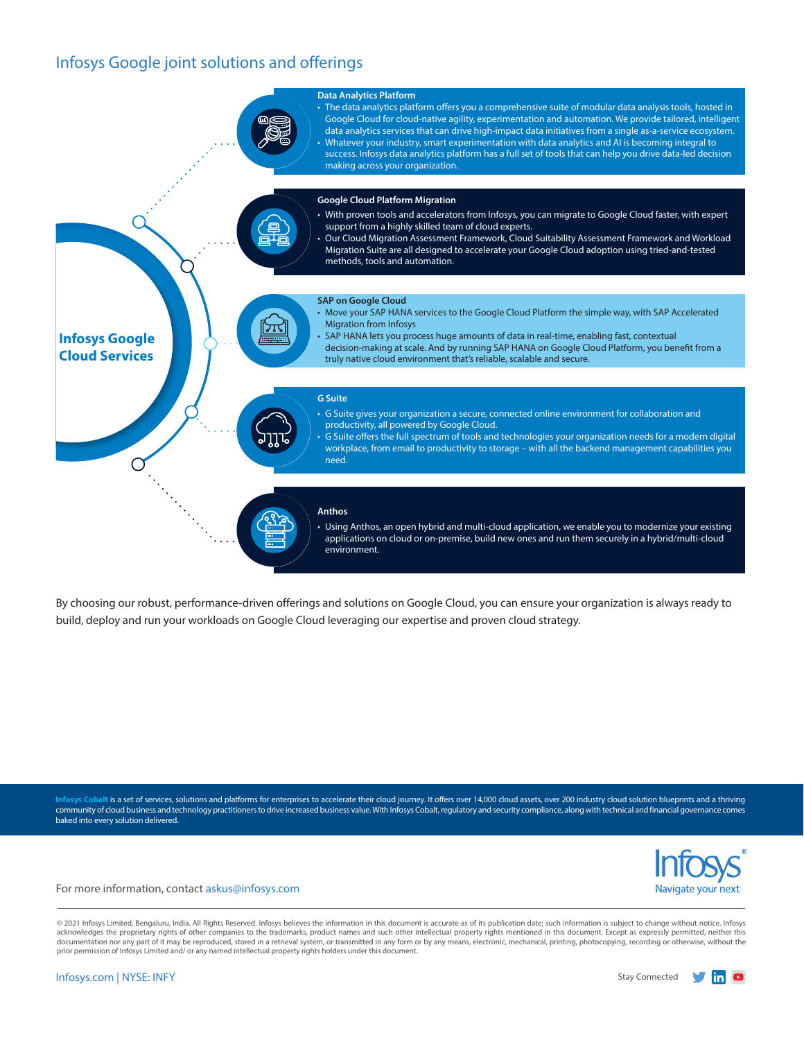## Infosys Google joint solutions and offerings

**Infosys Google Cloud Services**

### Data Analytics Platform

- The data analytics platform offers you a comprehensive suite of modular data analysis tools, hosted in Google Cloud for cloud-native agility, experimentation and automation. We provide tailored, intelligent data analytics services that can drive high-impact data initiatives from a single as-a-service ecosystem.
- Whatever your industry, smart experimentation with data analytics and AI is becoming integral to success. Infosys data analytics platform has a full set of tools that can help you drive data-led decision making across your organization.

### Google Cloud Platform Migration

- With proven tools and accelerators from Infosys, you can migrate to Google Cloud faster, with expert support from a highly skilled team of cloud experts.
- Our Cloud Migration Assessment Framework, Cloud Suitability Assessment Framework and Workload Migration Suite are all designed to accelerate your Google Cloud adoption using tried-and-tested methods, tools and automation.

### SAP on Google Cloud

- Move your SAP HANA services to the Google Cloud Platform the simple way, with SAP Accelerated Migration from Infosys
- SAP HANA lets you process huge amounts of data in real-time, enabling fast, contextual decision-making at scale. And by running SAP HANA on Google Cloud Platform, you benefit from a truly native cloud environment that's reliable, scalable and secure.

### G Suite

- G Suite gives your organization a secure, connected online environment for collaboration and productivity, all powered by Google Cloud.
- G Suite offers the full spectrum of tools and technologies your organization needs for a modern digital workplace, from email to productivity to storage – with all the backend management capabilities you need.

### Anthos

- Using Anthos, an open hybrid and multi-cloud application, we enable you to modernize your existing applications on cloud or on-premise, build new ones and run them securely in a hybrid/multi-cloud environment.

By choosing our robust, performance-driven offerings and solutions on Google Cloud, you can ensure your organization is always ready to build, deploy and run your workloads on Google Cloud leveraging our expertise and proven cloud strategy.

**Infosys Cobalt** is a set of services, solutions and platforms for enterprises to accelerate their cloud journey. It offers over 14,000 cloud assets, over 200 industry cloud solution blueprints and a thriving community of cloud business and technology practitioners to drive increased business value. With Infosys Cobalt, regulatory and security compliance, along with technical and financial governance comes baked into every solution delivered.

For more information, contact askus@infosys.com

Infosys® Navigate your next

© 2021 Infosys Limited, Bengaluru, India. All Rights Reserved. Infosys believes the information in this document is accurate as of its publication date; such information is subject to change without notice. Infosys acknowledges the proprietary rights of other companies to the trademarks, product names and such other intellectual property rights mentioned in this document. Except as expressly permitted, neither this documentation nor any part of it may be reproduced, stored in a retrieval system, or transmitted in any form or by any means, electronic, mechanical, printing, photocopying, recording or otherwise, without the prior permission of Infosys Limited and/ or any named intellectual property rights holders under this document.

Infosys.com | NYSE: INFY

Stay Connected